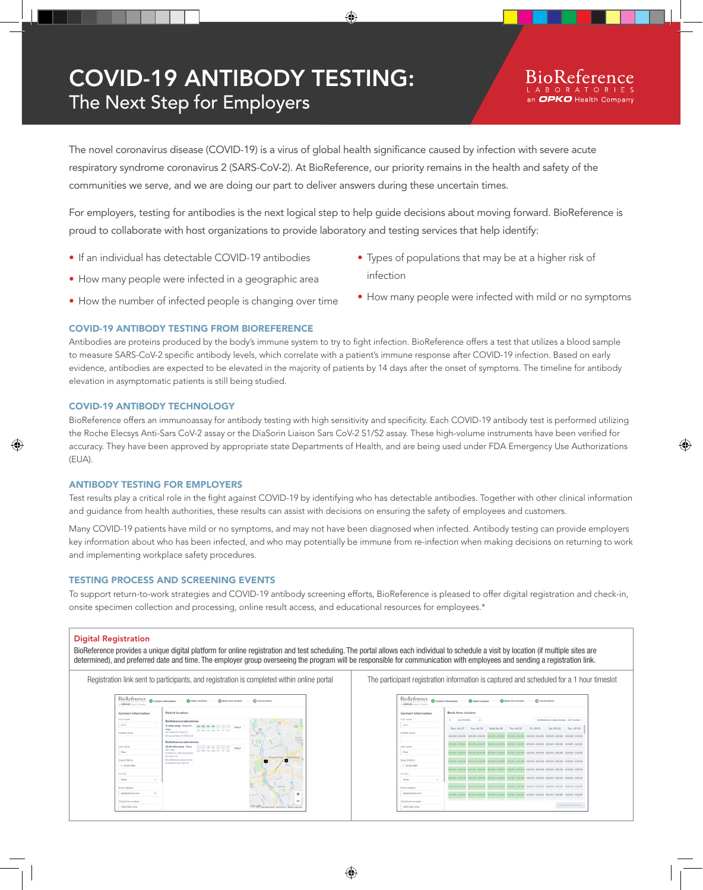# COVID-19 ANTIBODY TESTING:

## The Next Step for Employers

BioReference LABORATORIES an OPKO Health Company

The novel coronavirus disease (COVID-19) is a virus of global health significance caused by infection with severe acute respiratory syndrome coronavirus 2 (SARS-CoV-2). At BioReference, our priority remains in the health and safety of the communities we serve, and we are doing our part to deliver answers during these uncertain times.

For employers, testing for antibodies is the next logical step to help guide decisions about moving forward. BioReference is proud to collaborate with host organizations to provide laboratory and testing services that help identify:

- If an individual has detectable COVID-19 antibodies
- How many people were infected in a geographic area
- How the number of infected people is changing over time
- Types of populations that may be at a higher risk of infection
- How many people were infected with mild or no symptoms

### COVID-19 ANTIBODY TESTING FROM BIOREFERENCE

Antibodies are proteins produced by the body's immune system to try to fight infection. BioReference offers a test that utilizes a blood sample to measure SARS-CoV-2 specific antibody levels, which correlate with a patient's immune response after COVID-19 infection. Based on early evidence, antibodies are expected to be elevated in the majority of patients by 14 days after the onset of symptoms. The timeline for antibody elevation in asymptomatic patients is still being studied.

### COVID-19 ANTIBODY TECHNOLOGY

BioReference offers an immunoassay for antibody testing with high sensitivity and specificity. Each COVID-19 antibody test is performed utilizing the Roche Elecsys Anti-Sars CoV-2 assay or the DiaSorin Liaison Sars CoV-2 S1/S2 assay. These high-volume instruments have been verified for accuracy. They have been approved by appropriate state Departments of Health, and are being used under FDA Emergency Use Authorizations (EUA).

### ANTIBODY TESTING FOR EMPLOYERS

Test results play a critical role in the fight against COVID-19 by identifying who has detectable antibodies. Together with other clinical information and guidance from health authorities, these results can assist with decisions on ensuring the safety of employees and customers.

Many COVID-19 patients have mild or no symptoms, and may not have been diagnosed when infected. Antibody testing can provide employers key information about who has been infected, and who may potentially be immune from re-infection when making decisions on returning to work and implementing workplace safety procedures.

### TESTING PROCESS AND SCREENING EVENTS

To support return-to-work strategies and COVID-19 antibody screening efforts, BioReference is pleased to offer digital registration and check-in, onsite specimen collection and processing, online result access, and educational resources for employees.*

#### Digital Registration

BioReference provides a unique digital platform for online registration and test scheduling. The portal allows each individual to schedule a visit by location (if multiple sites are determined), and preferred date and time. The employer group overseeing the program will be responsible for communication with employees and sending a registration link.

Registration link sent to participants, and registration is completed within online portal

The participant registration information is captured and scheduled for a 1 hour timeslot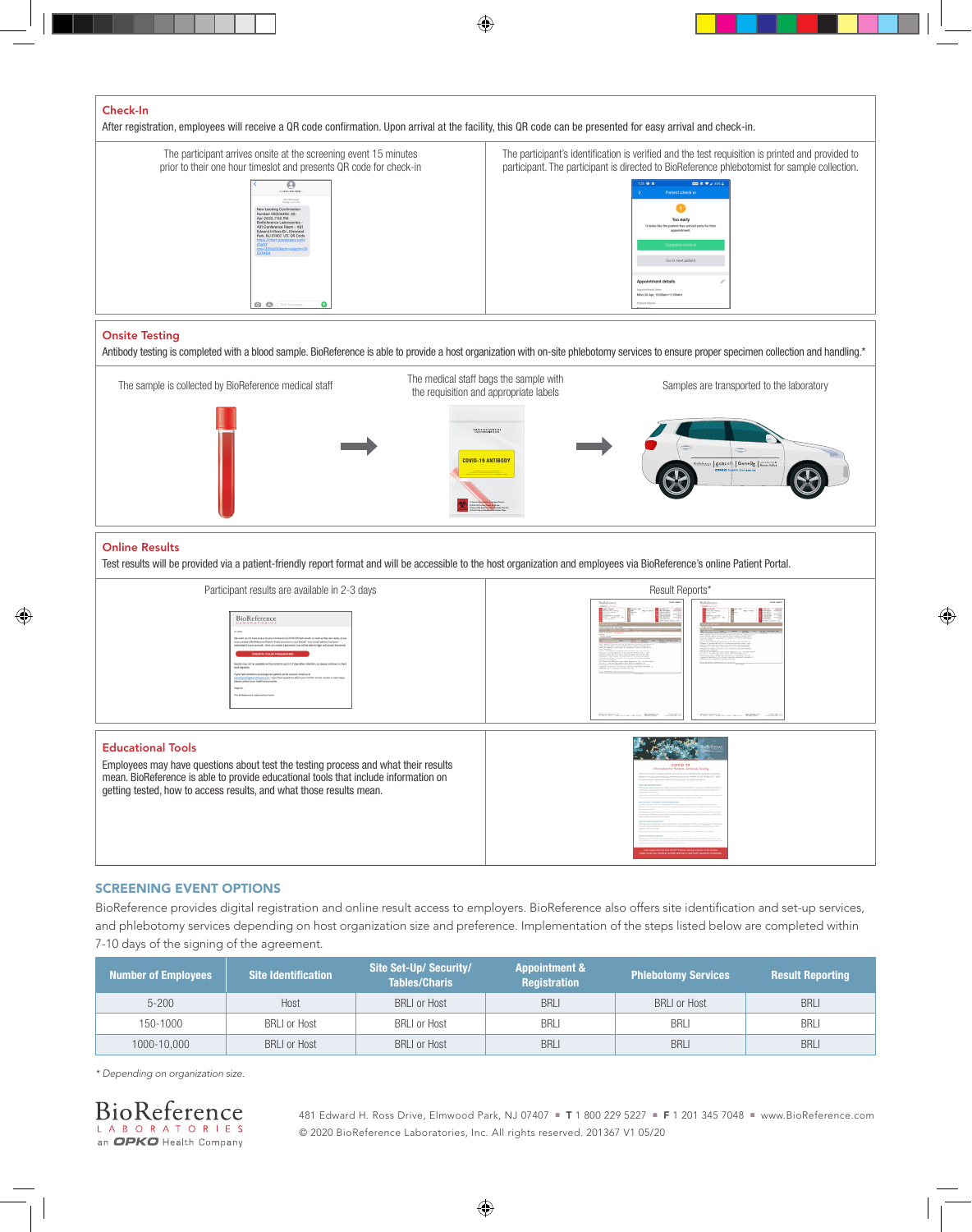## Check-In

After registration, employees will receive a QR code confirmation. Upon arrival at the facility, this QR code can be presented for easy arrival and check-in.

The participant arrives onsite at the screening event 15 minutes prior to their one hour timeslot and presents QR code for check-in

The participant's identification is verified and the test requisition is printed and provided to participant. The participant is directed to BioReference phlebotomist for sample collection.

## Onsite Testing

Antibody testing is completed with a blood sample. BioReference is able to provide a host organization with on-site phlebotomy services to ensure proper specimen collection and handling.*

The sample is collected by BioReference medical staff

The medical staff bags the sample with the requisition and appropriate labels

Samples are transported to the laboratory

## Online Results

Test results will be provided via a patient-friendly report format and will be accessible to the host organization and employees via BioReference's online Patient Portal.

Participant results are available in 2-3 days

Result Reports*

## Educational Tools

Employees may have questions about test the testing process and what their results mean. BioReference is able to provide educational tools that include information on getting tested, how to access results, and what those results mean.

## SCREENING EVENT OPTIONS

BioReference provides digital registration and online result access to employers. BioReference also offers site identification and set-up services, and phlebotomy services depending on host organization size and preference. Implementation of the steps listed below are completed within 7-10 days of the signing of the agreement.

| Number of Employees | Site Identification | Site Set-Up/ Security/ Tables/Charis | Appointment & Registration | Phlebotomy Services | Result Reporting |
|---|---|---|---|---|---|
| 5-200 | Host | BRLI or Host | BRLI | BRLI or Host | BRLI |
| 150-1000 | BRLI or Host | BRLI or Host | BRLI | BRLI | BRLI |
| 1000-10,000 | BRLI or Host | BRLI or Host | BRLI | BRLI | BRLI |

*\* Depending on organization size.*

BioReference LABORATORIES an OPKO Health Company

481 Edward H. Ross Drive, Elmwood Park, NJ 07407 ▪ T 1 800 229 5227 ▪ F 1 201 345 7048 ▪ www.BioReference.com

© 2020 BioReference Laboratories, Inc. All rights reserved. 201367 V1 05/20